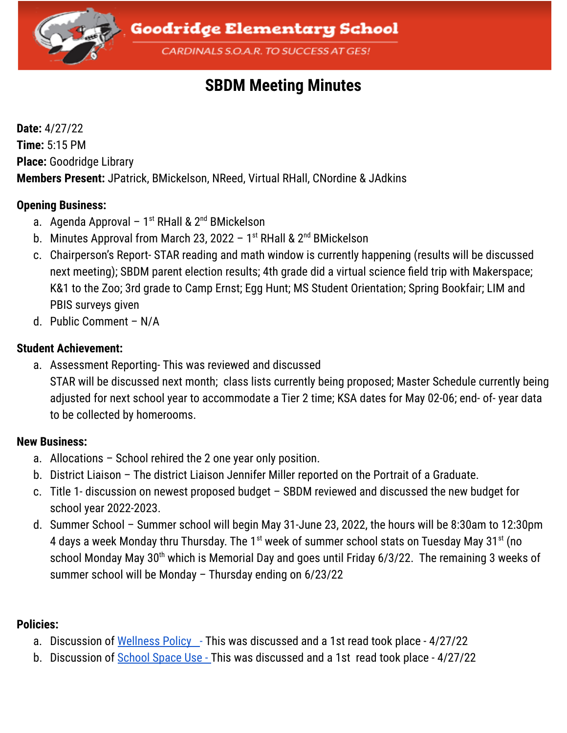Goodridge Elementary School

CARDINALS S.O.A.R. TO SUCCESS AT GES!

# SBDM Meeting Minutes

**Date:** 4/27/22
**Time:** 5:15 PM
**Place:** Goodridge Library
**Members Present:** JPatrick, BMickelson, NReed, Virtual RHall, CNordine & JAdkins

**Opening Business:**

a. Agenda Approval – 1st RHall & 2nd BMickelson
b. Minutes Approval from March 23, 2022 – 1st RHall & 2nd BMickelson
c. Chairperson's Report- STAR reading and math window is currently happening (results will be discussed next meeting); SBDM parent election results; 4th grade did a virtual science field trip with Makerspace; K&1 to the Zoo; 3rd grade to Camp Ernst; Egg Hunt; MS Student Orientation; Spring Bookfair; LIM and PBIS surveys given
d. Public Comment – N/A

**Student Achievement:**

a. Assessment Reporting- This was reviewed and discussed
   STAR will be discussed next month; class lists currently being proposed; Master Schedule currently being adjusted for next school year to accommodate a Tier 2 time; KSA dates for May 02-06; end- of- year data to be collected by homerooms.

**New Business:**

a. Allocations – School rehired the 2 one year only position.
b. District Liaison – The district Liaison Jennifer Miller reported on the Portrait of a Graduate.
c. Title 1- discussion on newest proposed budget – SBDM reviewed and discussed the new budget for school year 2022-2023.
d. Summer School – Summer school will begin May 31-June 23, 2022, the hours will be 8:30am to 12:30pm 4 days a week Monday thru Thursday. The 1st week of summer school stats on Tuesday May 31st (no school Monday May 30th which is Memorial Day and goes until Friday 6/3/22. The remaining 3 weeks of summer school will be Monday – Thursday ending on 6/23/22

**Policies:**

a. Discussion of Wellness Policy - This was discussed and a 1st read took place - 4/27/22
b. Discussion of School Space Use - This was discussed and a 1st read took place - 4/27/22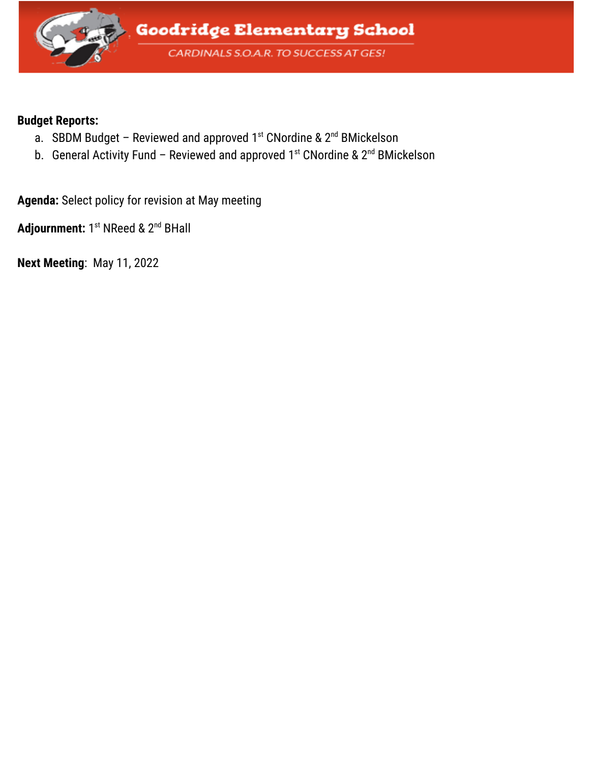**Budget Reports:**

a. SBDM Budget – Reviewed and approved 1st CNordine & 2nd BMickelson
b. General Activity Fund – Reviewed and approved 1st CNordine & 2nd BMickelson

**Agenda:** Select policy for revision at May meeting

**Adjournment:** 1st NReed & 2nd BHall

**Next Meeting**: May 11, 2022